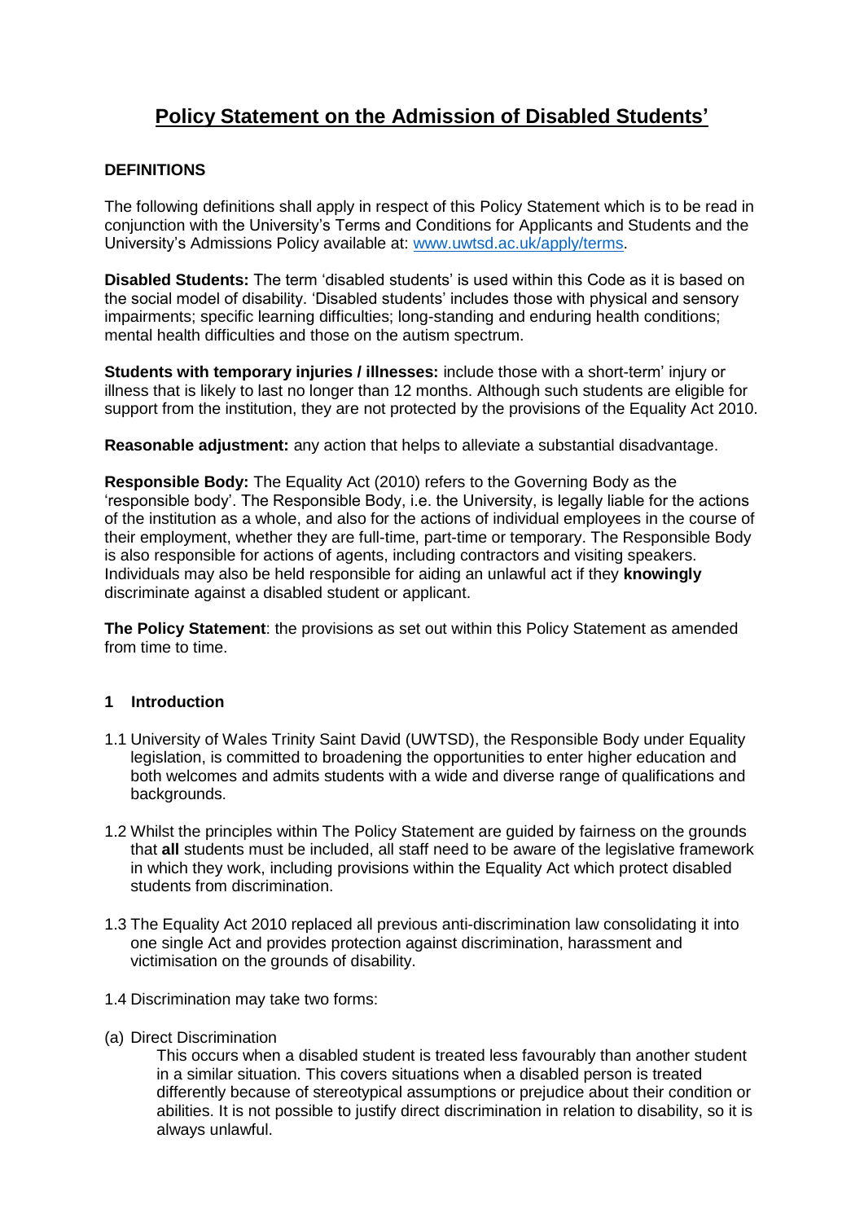# Policy Statement on the Admission of Disabled Students'

**DEFINITIONS**

The following definitions shall apply in respect of this Policy Statement which is to be read in conjunction with the University's Terms and Conditions for Applicants and Students and the University's Admissions Policy available at: [www.uwtsd.ac.uk/apply/terms](www.uwtsd.ac.uk/apply/terms).

**Disabled Students:** The term 'disabled students' is used within this Code as it is based on the social model of disability. 'Disabled students' includes those with physical and sensory impairments; specific learning difficulties; long-standing and enduring health conditions; mental health difficulties and those on the autism spectrum.

**Students with temporary injuries / illnesses:** include those with a short-term' injury or illness that is likely to last no longer than 12 months. Although such students are eligible for support from the institution, they are not protected by the provisions of the Equality Act 2010.

**Reasonable adjustment:** any action that helps to alleviate a substantial disadvantage.

**Responsible Body:** The Equality Act (2010) refers to the Governing Body as the 'responsible body'. The Responsible Body, i.e. the University, is legally liable for the actions of the institution as a whole, and also for the actions of individual employees in the course of their employment, whether they are full-time, part-time or temporary. The Responsible Body is also responsible for actions of agents, including contractors and visiting speakers. Individuals may also be held responsible for aiding an unlawful act if they **knowingly** discriminate against a disabled student or applicant.

**The Policy Statement**: the provisions as set out within this Policy Statement as amended from time to time.

## 1 Introduction

1.1 University of Wales Trinity Saint David (UWTSD), the Responsible Body under Equality legislation, is committed to broadening the opportunities to enter higher education and both welcomes and admits students with a wide and diverse range of qualifications and backgrounds.

1.2 Whilst the principles within The Policy Statement are guided by fairness on the grounds that **all** students must be included, all staff need to be aware of the legislative framework in which they work, including provisions within the Equality Act which protect disabled students from discrimination.

1.3 The Equality Act 2010 replaced all previous anti-discrimination law consolidating it into one single Act and provides protection against discrimination, harassment and victimisation on the grounds of disability.

1.4 Discrimination may take two forms:

(a) Direct Discrimination

This occurs when a disabled student is treated less favourably than another student in a similar situation. This covers situations when a disabled person is treated differently because of stereotypical assumptions or prejudice about their condition or abilities. It is not possible to justify direct discrimination in relation to disability, so it is always unlawful.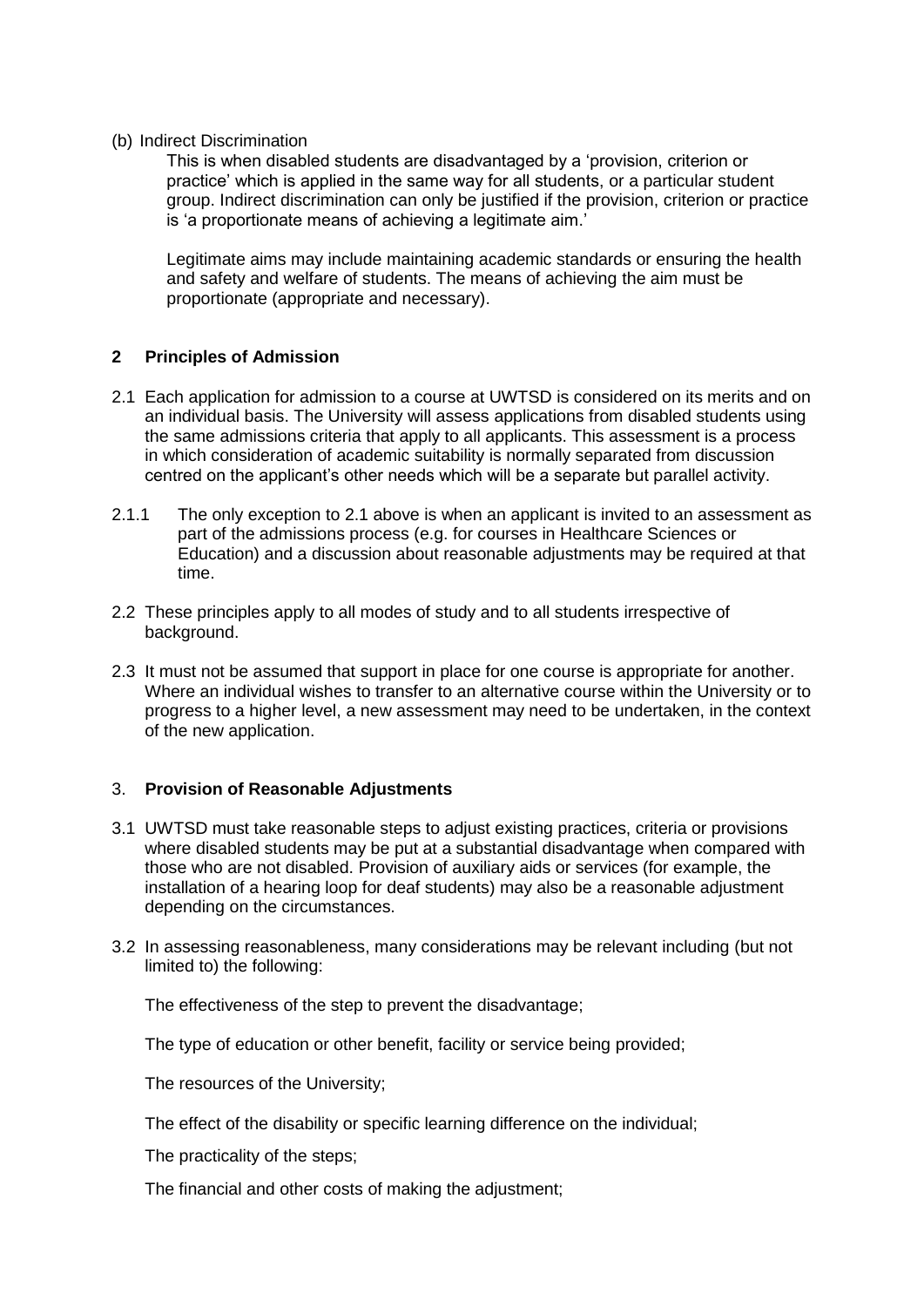(b) Indirect Discrimination

This is when disabled students are disadvantaged by a 'provision, criterion or practice' which is applied in the same way for all students, or a particular student group. Indirect discrimination can only be justified if the provision, criterion or practice is 'a proportionate means of achieving a legitimate aim.'

Legitimate aims may include maintaining academic standards or ensuring the health and safety and welfare of students. The means of achieving the aim must be proportionate (appropriate and necessary).

## 2 Principles of Admission

2.1 Each application for admission to a course at UWTSD is considered on its merits and on an individual basis. The University will assess applications from disabled students using the same admissions criteria that apply to all applicants. This assessment is a process in which consideration of academic suitability is normally separated from discussion centred on the applicant's other needs which will be a separate but parallel activity.

2.1.1 The only exception to 2.1 above is when an applicant is invited to an assessment as part of the admissions process (e.g. for courses in Healthcare Sciences or Education) and a discussion about reasonable adjustments may be required at that time.

2.2 These principles apply to all modes of study and to all students irrespective of background.

2.3 It must not be assumed that support in place for one course is appropriate for another. Where an individual wishes to transfer to an alternative course within the University or to progress to a higher level, a new assessment may need to be undertaken, in the context of the new application.

## 3. Provision of Reasonable Adjustments

3.1 UWTSD must take reasonable steps to adjust existing practices, criteria or provisions where disabled students may be put at a substantial disadvantage when compared with those who are not disabled. Provision of auxiliary aids or services (for example, the installation of a hearing loop for deaf students) may also be a reasonable adjustment depending on the circumstances.

3.2 In assessing reasonableness, many considerations may be relevant including (but not limited to) the following:

The effectiveness of the step to prevent the disadvantage;

The type of education or other benefit, facility or service being provided;

The resources of the University;

The effect of the disability or specific learning difference on the individual;

The practicality of the steps;

The financial and other costs of making the adjustment;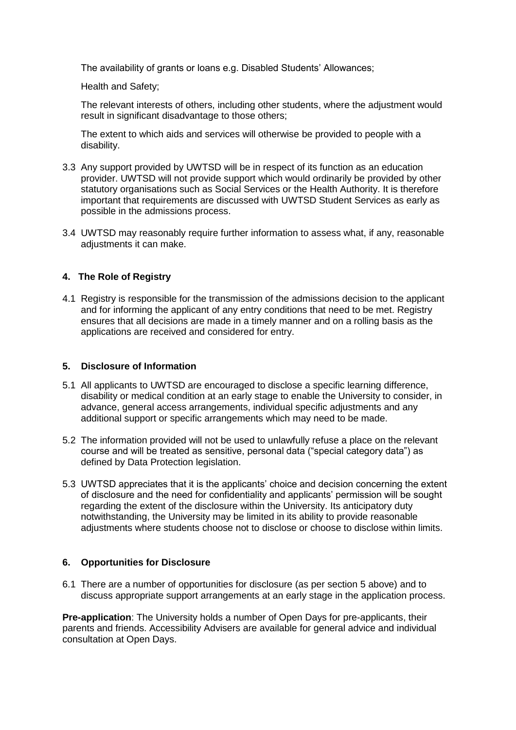The availability of grants or loans e.g. Disabled Students' Allowances;

Health and Safety;

The relevant interests of others, including other students, where the adjustment would result in significant disadvantage to those others;

The extent to which aids and services will otherwise be provided to people with a disability.

3.3 Any support provided by UWTSD will be in respect of its function as an education provider. UWTSD will not provide support which would ordinarily be provided by other statutory organisations such as Social Services or the Health Authority. It is therefore important that requirements are discussed with UWTSD Student Services as early as possible in the admissions process.

3.4 UWTSD may reasonably require further information to assess what, if any, reasonable adjustments it can make.

## 4. The Role of Registry

4.1 Registry is responsible for the transmission of the admissions decision to the applicant and for informing the applicant of any entry conditions that need to be met. Registry ensures that all decisions are made in a timely manner and on a rolling basis as the applications are received and considered for entry.

## 5. Disclosure of Information

5.1 All applicants to UWTSD are encouraged to disclose a specific learning difference, disability or medical condition at an early stage to enable the University to consider, in advance, general access arrangements, individual specific adjustments and any additional support or specific arrangements which may need to be made.

5.2 The information provided will not be used to unlawfully refuse a place on the relevant course and will be treated as sensitive, personal data ("special category data") as defined by Data Protection legislation.

5.3 UWTSD appreciates that it is the applicants' choice and decision concerning the extent of disclosure and the need for confidentiality and applicants' permission will be sought regarding the extent of the disclosure within the University. Its anticipatory duty notwithstanding, the University may be limited in its ability to provide reasonable adjustments where students choose not to disclose or choose to disclose within limits.

## 6. Opportunities for Disclosure

6.1 There are a number of opportunities for disclosure (as per section 5 above) and to discuss appropriate support arrangements at an early stage in the application process.

**Pre-application**: The University holds a number of Open Days for pre-applicants, their parents and friends. Accessibility Advisers are available for general advice and individual consultation at Open Days.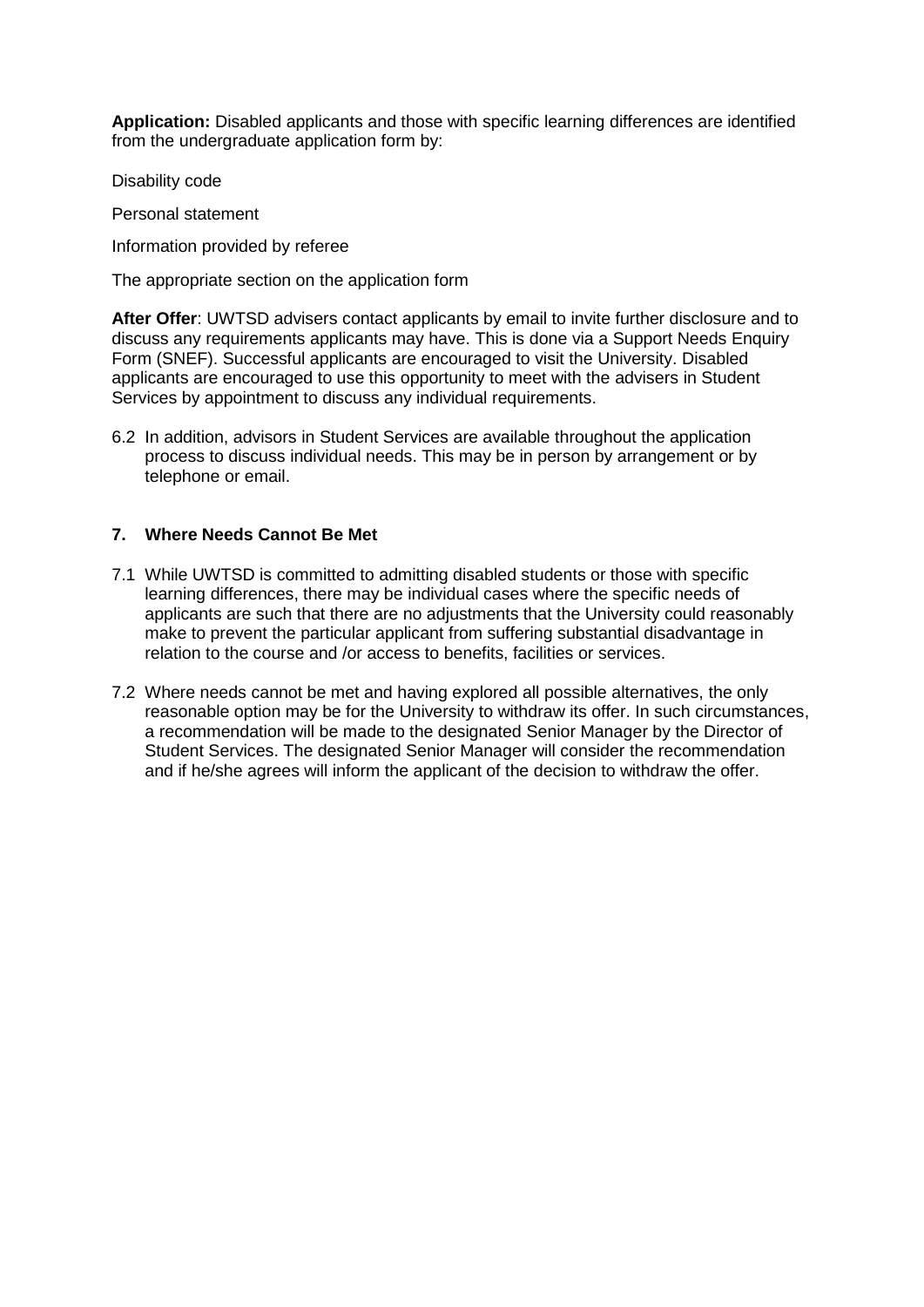**Application:** Disabled applicants and those with specific learning differences are identified from the undergraduate application form by:

Disability code

Personal statement

Information provided by referee

The appropriate section on the application form

**After Offer**: UWTSD advisers contact applicants by email to invite further disclosure and to discuss any requirements applicants may have. This is done via a Support Needs Enquiry Form (SNEF). Successful applicants are encouraged to visit the University. Disabled applicants are encouraged to use this opportunity to meet with the advisers in Student Services by appointment to discuss any individual requirements.

6.2 In addition, advisors in Student Services are available throughout the application process to discuss individual needs. This may be in person by arrangement or by telephone or email.

## 7. Where Needs Cannot Be Met

7.1 While UWTSD is committed to admitting disabled students or those with specific learning differences, there may be individual cases where the specific needs of applicants are such that there are no adjustments that the University could reasonably make to prevent the particular applicant from suffering substantial disadvantage in relation to the course and /or access to benefits, facilities or services.

7.2 Where needs cannot be met and having explored all possible alternatives, the only reasonable option may be for the University to withdraw its offer. In such circumstances, a recommendation will be made to the designated Senior Manager by the Director of Student Services. The designated Senior Manager will consider the recommendation and if he/she agrees will inform the applicant of the decision to withdraw the offer.